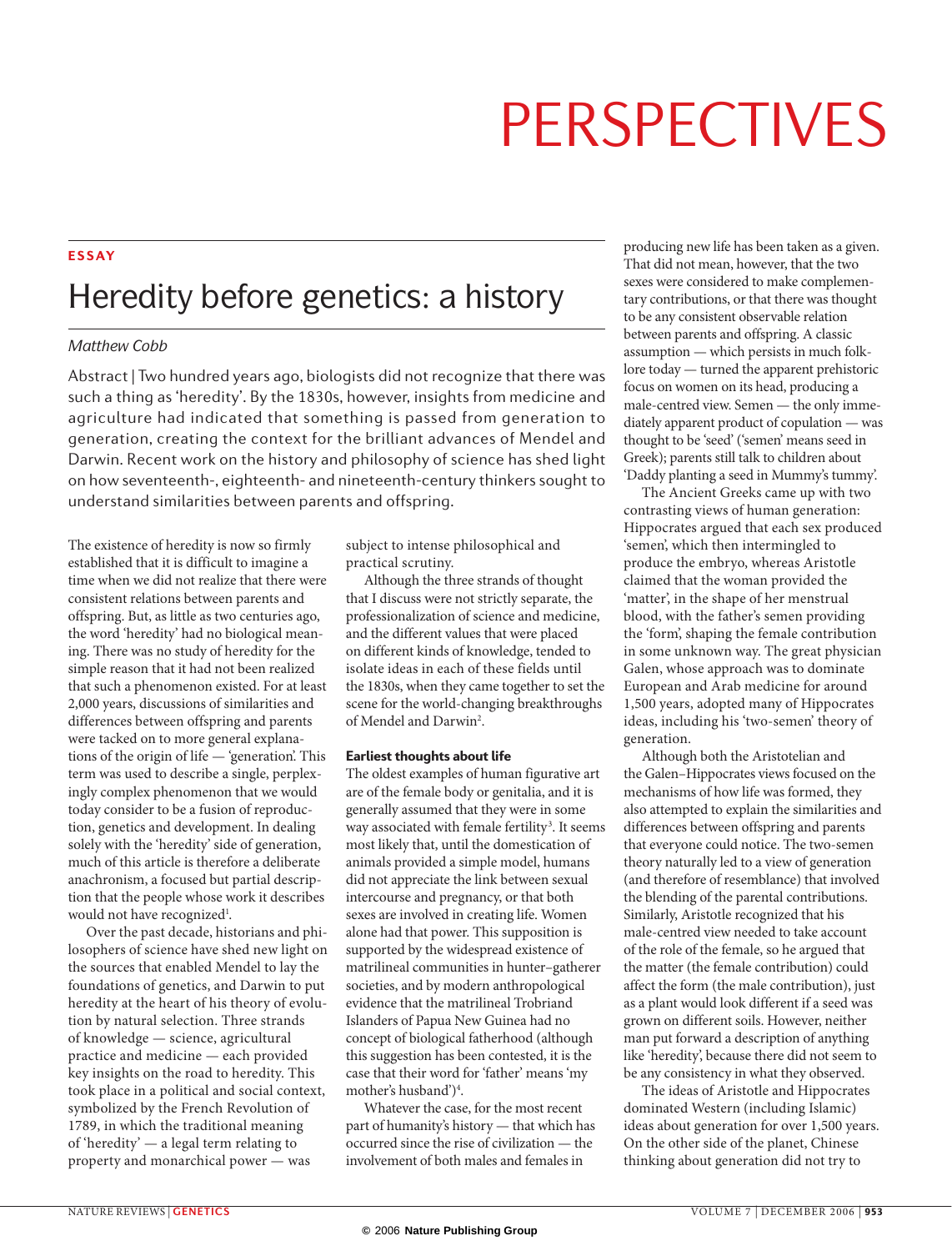# PERSPECTIVES

## ESSAY

# Heredity before genetics: a history

*Matthew Cobb*

Abstract | Two hundred years ago, biologists did not recognize that there was such a thing as 'heredity'. By the 1830s, however, insights from medicine and agriculture had indicated that something is passed from generation to generation, creating the context for the brilliant advances of Mendel and Darwin. Recent work on the history and philosophy of science has shed light on how seventeenth-, eighteenth- and nineteenth-century thinkers sought to understand similarities between parents and offspring.

The existence of heredity is now so firmly established that it is difficult to imagine a time when we did not realize that there were consistent relations between parents and offspring. But, as little as two centuries ago, the word 'heredity' had no biological meaning. There was no study of heredity for the simple reason that it had not been realized that such a phenomenon existed. For at least 2,000 years, discussions of similarities and differences between offspring and parents were tacked on to more general explanations of the origin of life — 'generation'. This term was used to describe a single, perplexingly complex phenomenon that we would today consider to be a fusion of reproduction, genetics and development. In dealing solely with the 'heredity' side of generation, much of this article is therefore a deliberate anachronism, a focused but partial description that the people whose work it describes would not have recognized[1].

Over the past decade, historians and philosophers of science have shed new light on the sources that enabled Mendel to lay the foundations of genetics, and Darwin to put heredity at the heart of his theory of evolution by natural selection. Three strands of knowledge — science, agricultural practice and medicine — each provided key insights on the road to heredity. This took place in a political and social context, symbolized by the French Revolution of 1789, in which the traditional meaning of 'heredity' — a legal term relating to property and monarchical power — was subject to intense philosophical and practical scrutiny.

Although the three strands of thought that I discuss were not strictly separate, the professionalization of science and medicine, and the different values that were placed on different kinds of knowledge, tended to isolate ideas in each of these fields until the 1830s, when they came together to set the scene for the world-changing breakthroughs of Mendel and Darwin[2].

### Earliest thoughts about life

The oldest examples of human figurative art are of the female body or genitalia, and it is generally assumed that they were in some way associated with female fertility[3]. It seems most likely that, until the domestication of animals provided a simple model, humans did not appreciate the link between sexual intercourse and pregnancy, or that both sexes are involved in creating life. Women alone had that power. This supposition is supported by the widespread existence of matrilineal communities in hunter–gatherer societies, and by modern anthropological evidence that the matrilineal Trobriand Islanders of Papua New Guinea had no concept of biological fatherhood (although this suggestion has been contested, it is the case that their word for 'father' means 'my mother's husband')[4].

Whatever the case, for the most recent part of humanity's history — that which has occurred since the rise of civilization — the involvement of both males and females in producing new life has been taken as a given. That did not mean, however, that the two sexes were considered to make complementary contributions, or that there was thought to be any consistent observable relation between parents and offspring. A classic assumption — which persists in much folklore today — turned the apparent prehistoric focus on women on its head, producing a male-centred view. Semen — the only immediately apparent product of copulation — was thought to be 'seed' ('semen' means seed in Greek); parents still talk to children about 'Daddy planting a seed in Mummy's tummy'.

The Ancient Greeks came up with two contrasting views of human generation: Hippocrates argued that each sex produced 'semen', which then intermingled to produce the embryo, whereas Aristotle claimed that the woman provided the 'matter', in the shape of her menstrual blood, with the father's semen providing the 'form', shaping the female contribution in some unknown way. The great physician Galen, whose approach was to dominate European and Arab medicine for around 1,500 years, adopted many of Hippocrates ideas, including his 'two-semen' theory of generation.

Although both the Aristotelian and the Galen–Hippocrates views focused on the mechanisms of how life was formed, they also attempted to explain the similarities and differences between offspring and parents that everyone could notice. The two-semen theory naturally led to a view of generation (and therefore of resemblance) that involved the blending of the parental contributions. Similarly, Aristotle recognized that his male-centred view needed to take account of the role of the female, so he argued that the matter (the female contribution) could affect the form (the male contribution), just as a plant would look different if a seed was grown on different soils. However, neither man put forward a description of anything like 'heredity', because there did not seem to be any consistency in what they observed.

The ideas of Aristotle and Hippocrates dominated Western (including Islamic) ideas about generation for over 1,500 years. On the other side of the planet, Chinese thinking about generation did not try to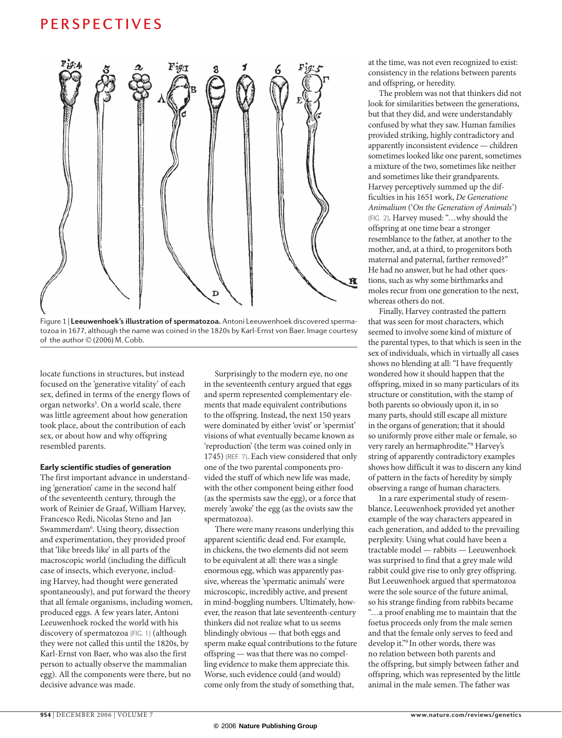Figure 1 | **Leeuwenhoek's illustration of spermatozoa.** Antoni Leeuwenhoek discovered spermatozoa in 1677, although the name was coined in the 1820s by Karl-Ernst von Baer. Image courtesy of the author © (2006) M. Cobb.

locate functions in structures, but instead focused on the 'generative vitality' of each sex, defined in terms of the energy flows of organ networks[5]. On a world scale, there was little agreement about how generation took place, about the contribution of each sex, or about how and why offspring resembled parents.

### Early scientific studies of generation

The first important advance in understanding 'generation' came in the second half of the seventeenth century, through the work of Reinier de Graaf, William Harvey, Francesco Redi, Nicolas Steno and Jan Swammerdam[6]. Using theory, dissection and experimentation, they provided proof that 'like breeds like' in all parts of the macroscopic world (including the difficult case of insects, which everyone, including Harvey, had thought were generated spontaneously), and put forward the theory that all female organisms, including women, produced eggs. A few years later, Antoni Leeuwenhoek rocked the world with his discovery of spermatozoa (FIG. 1) (although they were not called this until the 1820s, by Karl-Ernst von Baer, who was also the first person to actually observe the mammalian egg). All the components were there, but no decisive advance was made.

Surprisingly to the modern eye, no one in the seventeenth century argued that eggs and sperm represented complementary elements that made equivalent contributions to the offspring. Instead, the next 150 years were dominated by either 'ovist' or 'spermist' visions of what eventually became known as 'reproduction' (the term was coined only in 1745) (REF. 7). Each view considered that only one of the two parental components provided the stuff of which new life was made, with the other component being either food (as the spermists saw the egg), or a force that merely 'awoke' the egg (as the ovists saw the spermatozoa).

There were many reasons underlying this apparent scientific dead end. For example, in chickens, the two elements did not seem to be equivalent at all: there was a single enormous egg, which was apparently passive, whereas the 'spermatic animals' were microscopic, incredibly active, and present in mind-boggling numbers. Ultimately, however, the reason that late seventeenth-century thinkers did not realize what to us seems blindingly obvious — that both eggs and sperm make equal contributions to the future offspring — was that there was no compelling evidence to make them appreciate this. Worse, such evidence could (and would) come only from the study of something that, at the time, was not even recognized to exist: consistency in the relations between parents and offspring, or heredity.

The problem was not that thinkers did not look for similarities between the generations, but that they did, and were understandably confused by what they saw. Human families provided striking, highly contradictory and apparently inconsistent evidence — children sometimes looked like one parent, sometimes a mixture of the two, sometimes like neither and sometimes like their grandparents. Harvey perceptively summed up the difficulties in his 1651 work, *De Generatione Animalium* ('*On the Generation of Animals*') (FIG. 2). Harvey mused: "…why should the offspring at one time bear a stronger resemblance to the father, at another to the mother, and, at a third, to progenitors both maternal and paternal, farther removed?" He had no answer, but he had other questions, such as why some birthmarks and moles recur from one generation to the next, whereas others do not.

Finally, Harvey contrasted the pattern that was seen for most characters, which seemed to involve some kind of mixture of the parental types, to that which is seen in the sex of individuals, which in virtually all cases shows no blending at all: "I have frequently wondered how it should happen that the offspring, mixed in so many particulars of its structure or constitution, with the stamp of both parents so obviously upon it, in so many parts, should still escape all mixture in the organs of generation; that it should so uniformly prove either male or female, so very rarely an hermaphrodite."[8] Harvey's string of apparently contradictory examples shows how difficult it was to discern any kind of pattern in the facts of heredity by simply observing a range of human characters.

In a rare experimental study of resemblance, Leeuwenhoek provided yet another example of the way characters appeared in each generation, and added to the prevailing perplexity. Using what could have been a tractable model — rabbits — Leeuwenhoek was surprised to find that a grey male wild rabbit could give rise to only grey offspring. But Leeuwenhoek argued that spermatozoa were the sole source of the future animal, so his strange finding from rabbits became "…a proof enabling me to maintain that the foetus proceeds only from the male semen and that the female only serves to feed and develop it."[9] In other words, there was no relation between both parents and the offspring, but simply between father and offspring, which was represented by the little animal in the male semen. The father was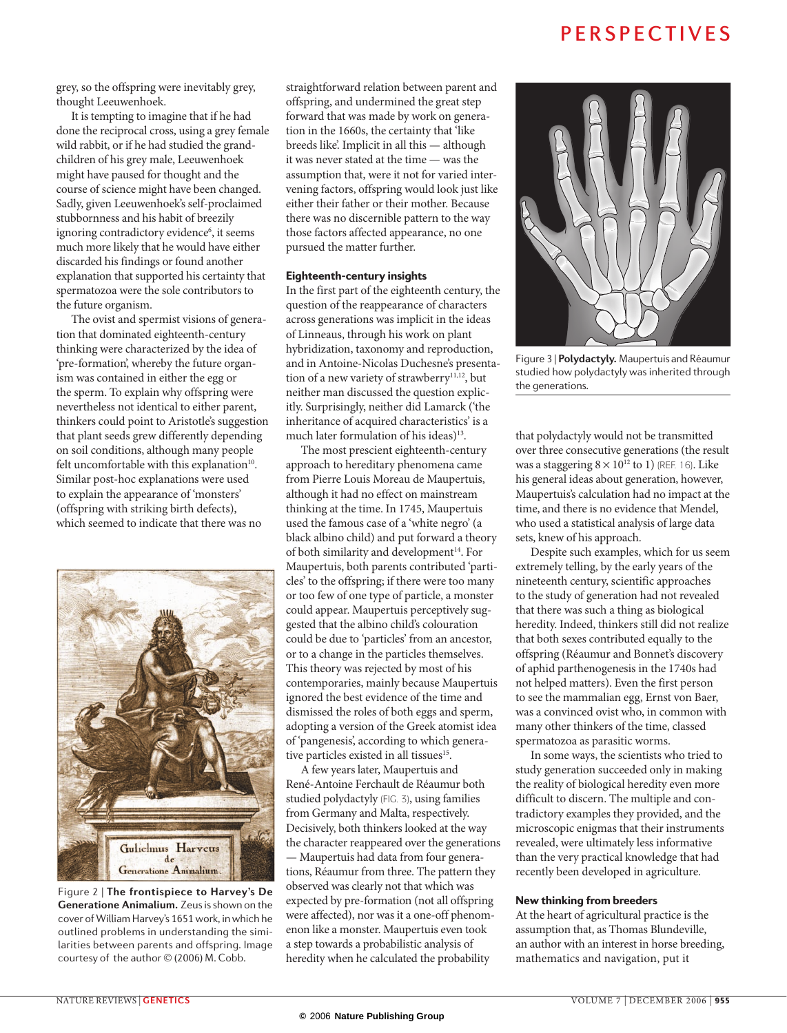grey, so the offspring were inevitably grey, thought Leeuwenhoek.

It is tempting to imagine that if he had done the reciprocal cross, using a grey female wild rabbit, or if he had studied the grandchildren of his grey male, Leeuwenhoek might have paused for thought and the course of science might have been changed. Sadly, given Leeuwenhoek's self-proclaimed stubbornness and his habit of breezily ignoring contradictory evidence[6], it seems much more likely that he would have either discarded his findings or found another explanation that supported his certainty that spermatozoa were the sole contributors to the future organism.

The ovist and spermist visions of generation that dominated eighteenth-century thinking were characterized by the idea of 'pre-formation', whereby the future organism was contained in either the egg or the sperm. To explain why offspring were nevertheless not identical to either parent, thinkers could point to Aristotle's suggestion that plant seeds grew differently depending on soil conditions, although many people felt uncomfortable with this explanation[10]. Similar post-hoc explanations were used to explain the appearance of 'monsters' (offspring with striking birth defects), which seemed to indicate that there was no straightforward relation between parent and offspring, and undermined the great step forward that was made by work on generation in the 1660s, the certainty that 'like breeds like'. Implicit in all this — although it was never stated at the time — was the assumption that, were it not for varied intervening factors, offspring would look just like either their father or their mother. Because there was no discernible pattern to the way those factors affected appearance, no one pursued the matter further.

Figure 2 | **The frontispiece to Harvey's De Generatione Animalium.** Zeus is shown on the cover of William Harvey's 1651 work, in which he outlined problems in understanding the similarities between parents and offspring. Image courtesy of the author © (2006) M. Cobb.

**Eighteenth-century insights**

In the first part of the eighteenth century, the question of the reappearance of characters across generations was implicit in the ideas of Linneaus, through his work on plant hybridization, taxonomy and reproduction, and in Antoine-Nicolas Duchesne's presentation of a new variety of strawberry[11,12], but neither man discussed the question explicitly. Surprisingly, neither did Lamarck ('the inheritance of acquired characteristics' is a much later formulation of his ideas)[13].

The most prescient eighteenth-century approach to hereditary phenomena came from Pierre Louis Moreau de Maupertuis, although it had no effect on mainstream thinking at the time. In 1745, Maupertuis used the famous case of a 'white negro' (a black albino child) and put forward a theory of both similarity and development[14]. For Maupertuis, both parents contributed 'particles' to the offspring; if there were too many or too few of one type of particle, a monster could appear. Maupertuis perceptively suggested that the albino child's colouration could be due to 'particles' from an ancestor, or to a change in the particles themselves. This theory was rejected by most of his contemporaries, mainly because Maupertuis ignored the best evidence of the time and dismissed the roles of both eggs and sperm, adopting a version of the Greek atomist idea of 'pangenesis', according to which generative particles existed in all tissues[15].

A few years later, Maupertuis and René-Antoine Ferchault de Réaumur both studied polydactyly (FIG. 3), using families from Germany and Malta, respectively. Decisively, both thinkers looked at the way the character reappeared over the generations — Maupertuis had data from four generations, Réaumur from three. The pattern they observed was clearly not that which was expected by pre-formation (not all offspring were affected), nor was it a one-off phenomenon like a monster. Maupertuis even took a step towards a probabilistic analysis of heredity when he calculated the probability that polydactyly would not be transmitted over three consecutive generations (the result was a staggering $8 \times 10^{12}$ to 1) (REF. 16). Like his general ideas about generation, however, Maupertuis's calculation had no impact at the time, and there is no evidence that Mendel, who used a statistical analysis of large data sets, knew of his approach.

Figure 3 | **Polydactyly.** Maupertuis and Réaumur studied how polydactyly was inherited through the generations.

Despite such examples, which for us seem extremely telling, by the early years of the nineteenth century, scientific approaches to the study of generation had not revealed that there was such a thing as biological heredity. Indeed, thinkers still did not realize that both sexes contributed equally to the offspring (Réaumur and Bonnet's discovery of aphid parthenogenesis in the 1740s had not helped matters). Even the first person to see the mammalian egg, Ernst von Baer, was a convinced ovist who, in common with many other thinkers of the time, classed spermatozoa as parasitic worms.

In some ways, the scientists who tried to study generation succeeded only in making the reality of biological heredity even more difficult to discern. The multiple and contradictory examples they provided, and the microscopic enigmas that their instruments revealed, were ultimately less informative than the very practical knowledge that had recently been developed in agriculture.

**New thinking from breeders**

At the heart of agricultural practice is the assumption that, as Thomas Blundeville, an author with an interest in horse breeding, mathematics and navigation, put it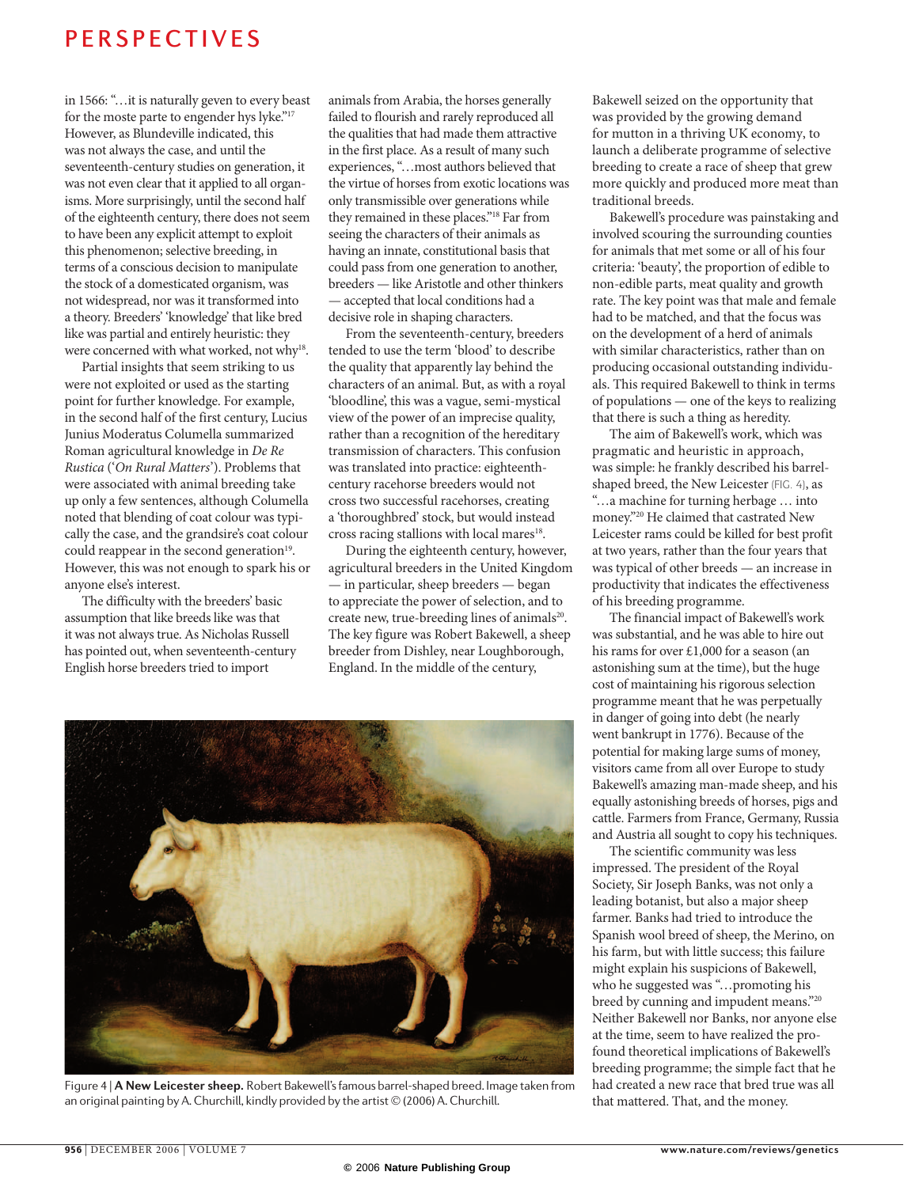in 1566: "…it is naturally geven to every beast for the moste parte to engender hys lyke."[17] However, as Blundeville indicated, this was not always the case, and until the seventeenth-century studies on generation, it was not even clear that it applied to all organisms. More surprisingly, until the second half of the eighteenth century, there does not seem to have been any explicit attempt to exploit this phenomenon; selective breeding, in terms of a conscious decision to manipulate the stock of a domesticated organism, was not widespread, nor was it transformed into a theory. Breeders' 'knowledge' that like bred like was partial and entirely heuristic: they were concerned with what worked, not why[18].

Partial insights that seem striking to us were not exploited or used as the starting point for further knowledge. For example, in the second half of the first century, Lucius Junius Moderatus Columella summarized Roman agricultural knowledge in *De Re Rustica* ('*On Rural Matters*'). Problems that were associated with animal breeding take up only a few sentences, although Columella noted that blending of coat colour was typically the case, and the grandsire's coat colour could reappear in the second generation[19]. However, this was not enough to spark his or anyone else's interest.

The difficulty with the breeders' basic assumption that like breeds like was that it was not always true. As Nicholas Russell has pointed out, when seventeenth-century English horse breeders tried to import animals from Arabia, the horses generally failed to flourish and rarely reproduced all the qualities that had made them attractive in the first place. As a result of many such experiences, "…most authors believed that the virtue of horses from exotic locations was only transmissible over generations while they remained in these places."[18] Far from seeing the characters of their animals as having an innate, constitutional basis that could pass from one generation to another, breeders — like Aristotle and other thinkers — accepted that local conditions had a decisive role in shaping characters.

From the seventeenth-century, breeders tended to use the term 'blood' to describe the quality that apparently lay behind the characters of an animal. But, as with a royal 'bloodline', this was a vague, semi-mystical view of the power of an imprecise quality, rather than a recognition of the hereditary transmission of characters. This confusion was translated into practice: eighteenth-century racehorse breeders would not cross two successful racehorses, creating a 'thoroughbred' stock, but would instead cross racing stallions with local mares[18].

During the eighteenth century, however, agricultural breeders in the United Kingdom — in particular, sheep breeders — began to appreciate the power of selection, and to create new, true-breeding lines of animals[20]. The key figure was Robert Bakewell, a sheep breeder from Dishley, near Loughborough, England. In the middle of the century, Bakewell seized on the opportunity that was provided by the growing demand for mutton in a thriving UK economy, to launch a deliberate programme of selective breeding to create a race of sheep that grew more quickly and produced more meat than traditional breeds.

Bakewell's procedure was painstaking and involved scouring the surrounding counties for animals that met some or all of his four criteria: 'beauty', the proportion of edible to non-edible parts, meat quality and growth rate. The key point was that male and female had to be matched, and that the focus was on the development of a herd of animals with similar characteristics, rather than on producing occasional outstanding individuals. This required Bakewell to think in terms of populations — one of the keys to realizing that there is such a thing as heredity.

The aim of Bakewell's work, which was pragmatic and heuristic in approach, was simple: he frankly described his barrel-shaped breed, the New Leicester (FIG. 4), as "…a machine for turning herbage … into money."[20] He claimed that castrated New Leicester rams could be killed for best profit at two years, rather than the four years that was typical of other breeds — an increase in productivity that indicates the effectiveness of his breeding programme.

The financial impact of Bakewell's work was substantial, and he was able to hire out his rams for over £1,000 for a season (an astonishing sum at the time), but the huge cost of maintaining his rigorous selection programme meant that he was perpetually in danger of going into debt (he nearly went bankrupt in 1776). Because of the potential for making large sums of money, visitors came from all over Europe to study Bakewell's amazing man-made sheep, and his equally astonishing breeds of horses, pigs and cattle. Farmers from France, Germany, Russia and Austria all sought to copy his techniques.

The scientific community was less impressed. The president of the Royal Society, Sir Joseph Banks, was not only a leading botanist, but also a major sheep farmer. Banks had tried to introduce the Spanish wool breed of sheep, the Merino, on his farm, but with little success; this failure might explain his suspicions of Bakewell, who he suggested was "…promoting his breed by cunning and impudent means."[20] Neither Bakewell nor Banks, nor anyone else at the time, seem to have realized the profound theoretical implications of Bakewell's breeding programme; the simple fact that he had created a new race that bred true was all that mattered. That, and the money.

Figure 4 | **A New Leicester sheep.** Robert Bakewell's famous barrel-shaped breed. Image taken from an original painting by A. Churchill, kindly provided by the artist © (2006) A. Churchill.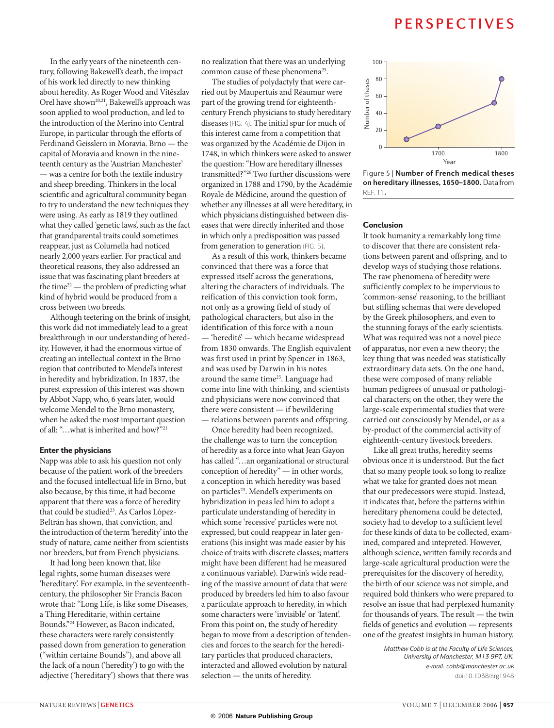In the early years of the nineteenth century, following Bakewell's death, the impact of his work led directly to new thinking about heredity. As Roger Wood and Vitězslav Orel have shown[20,21], Bakewell's approach was soon applied to wool production, and led to the introduction of the Merino into Central Europe, in particular through the efforts of Ferdinand Geisslern in Moravia. Brno — the capital of Moravia and known in the nineteenth century as the 'Austrian Manchester' — was a centre for both the textile industry and sheep breeding. Thinkers in the local scientific and agricultural community began to try to understand the new techniques they were using. As early as 1819 they outlined what they called 'genetic laws', such as the fact that grandparental traits could sometimes reappear, just as Columella had noticed nearly 2,000 years earlier. For practical and theoretical reasons, they also addressed an issue that was fascinating plant breeders at the time[22] — the problem of predicting what kind of hybrid would be produced from a cross between two breeds.

Although teetering on the brink of insight, this work did not immediately lead to a great breakthrough in our understanding of heredity. However, it had the enormous virtue of creating an intellectual context in the Brno region that contributed to Mendel's interest in heredity and hybridization. In 1837, the purest expression of this interest was shown by Abbot Napp, who, 6 years later, would welcome Mendel to the Brno monastery, when he asked the most important question of all: "…what is inherited and how?"[21]

### Enter the physicians

Napp was able to ask his question not only because of the patient work of the breeders and the focused intellectual life in Brno, but also because, by this time, it had become apparent that there was a force of heredity that could be studied[23]. As Carlos López-Beltrán has shown, that conviction, and the introduction of the term 'heredity' into the study of nature, came neither from scientists nor breeders, but from French physicians.

It had long been known that, like legal rights, some human diseases were 'hereditary'. For example, in the seventeenth-century, the philosopher Sir Francis Bacon wrote that: "Long Life, is like some Diseases, a Thing Hereditarie, within certaine Bounds."[24] However, as Bacon indicated, these characters were rarely consistently passed down from generation to generation ("within certaine Bounds"), and above all the lack of a noun ('heredity') to go with the adjective ('hereditary') shows that there was no realization that there was an underlying common cause of these phenomena[25].

The studies of polydactyly that were carried out by Maupertuis and Réaumur were part of the growing trend for eighteenth-century French physicians to study hereditary diseases (FIG. 4). The initial spur for much of this interest came from a competition that was organized by the Académie de Dijon in 1748, in which thinkers were asked to answer the question: "How are hereditary illnesses transmitted?"[26] Two further discussions were organized in 1788 and 1790, by the Académie Royale de Médicine, around the question of whether any illnesses at all were hereditary, in which physicians distinguished between diseases that were directly inherited and those in which only a predisposition was passed from generation to generation (FIG. 5).

As a result of this work, thinkers became convinced that there was a force that expressed itself across the generations, altering the characters of individuals. The reification of this conviction took form, not only as a growing field of study of pathological characters, but also in the identification of this force with a noun — 'hérédité' — which became widespread from 1830 onwards. The English equivalent was first used in print by Spencer in 1863, and was used by Darwin in his notes around the same time[25]. Language had come into line with thinking, and scientists and physicians were now convinced that there were consistent — if bewildering — relations between parents and offspring.

Once heredity had been recognized, the challenge was to turn the conception of heredity as a force into what Jean Gayon has called "…an organizational or structural conception of heredity" — in other words, a conception in which heredity was based on particles[23]. Mendel's experiments on hybridization in peas led him to adopt a particulate understanding of heredity in which some 'recessive' particles were not expressed, but could reappear in later generations (his insight was made easier by his choice of traits with discrete classes; matters might have been different had he measured a continuous variable). Darwin's wide reading of the massive amount of data that were produced by breeders led him to also favour a particulate approach to heredity, in which some characters were 'invisible' or 'latent'. From this point on, the study of heredity began to move from a description of tendencies and forces to the search for the hereditary particles that produced characters, interacted and allowed evolution by natural selection — the units of heredity.

Number of theses
100
80
60
40
20
0
1700
1800
Year

Figure 5 | **Number of French medical theses on hereditary illnesses, 1650–1800.** Data from REF. 11.

### Conclusion

It took humanity a remarkably long time to discover that there are consistent relations between parent and offspring, and to develop ways of studying those relations. The raw phenomena of heredity were sufficiently complex to be impervious to 'common-sense' reasoning, to the brilliant but stifling schemas that were developed by the Greek philosophers, and even to the stunning forays of the early scientists. What was required was not a novel piece of apparatus, nor even a new theory; the key thing that was needed was statistically extraordinary data sets. On the one hand, these were composed of many reliable human pedigrees of unusual or pathological characters; on the other, they were the large-scale experimental studies that were carried out consciously by Mendel, or as a by-product of the commercial activity of eighteenth-century livestock breeders.

Like all great truths, heredity seems obvious once it is understood. But the fact that so many people took so long to realize what we take for granted does not mean that our predecessors were stupid. Instead, it indicates that, before the patterns within hereditary phenomena could be detected, society had to develop to a sufficient level for these kinds of data to be collected, examined, compared and intepreted. However, although science, written family records and large-scale agricultural production were the prerequisites for the discovery of heredity, the birth of our science was not simple, and required bold thinkers who were prepared to resolve an issue that had perplexed humanity for thousands of years. The result — the twin fields of genetics and evolution — represents one of the greatest insights in human history.

*Matthew Cobb is at the Faculty of Life Sciences, University of Manchester, M13 9PT, UK.*
*e-mail: cobb@manchester.ac.uk*
doi:10.1038/nrg1948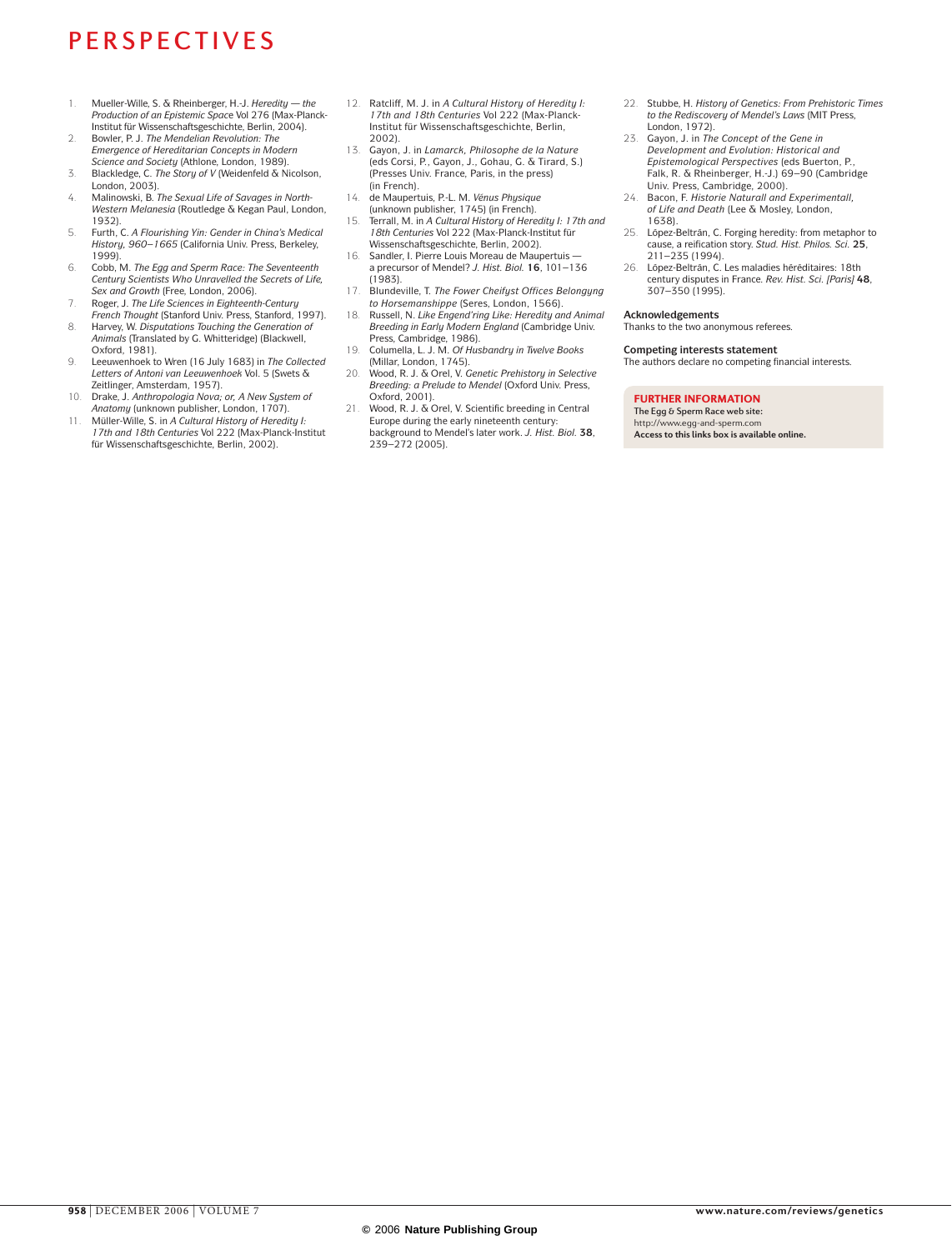1. Mueller-Wille, S. & Rheinberger, H.-J. *Heredity — the Production of an Epistemic Space* Vol 276 (Max-Planck-Institut für Wissenschaftsgeschichte, Berlin, 2004).
2. Bowler, P. J. *The Mendelian Revolution: The Emergence of Hereditarian Concepts in Modern Science and Society* (Athlone, London, 1989).
3. Blackledge, C. *The Story of V* (Weidenfeld & Nicolson, London, 2003).
4. Malinowski, B. *The Sexual Life of Savages in North-Western Melanesia* (Routledge & Kegan Paul, London, 1932).
5. Furth, C. *A Flourishing Yin: Gender in China's Medical History, 960–1665* (California Univ. Press, Berkeley, 1999).
6. Cobb, M. *The Egg and Sperm Race: The Seventeenth Century Scientists Who Unravelled the Secrets of Life, Sex and Growth* (Free, London, 2006).
7. Roger, J. *The Life Sciences in Eighteenth-Century French Thought* (Stanford Univ. Press, Stanford, 1997).
8. Harvey, W. *Disputations Touching the Generation of Animals* (Translated by G. Whitteridge) (Blackwell, Oxford, 1981).
9. Leeuwenhoek to Wren (16 July 1683) in *The Collected Letters of Antoni van Leeuwenhoek* Vol. 5 (Swets & Zeitlinger, Amsterdam, 1957).
10. Drake, J. *Anthropologia Nova; or, A New System of Anatomy* (unknown publisher, London, 1707).
11. Müller-Wille, S. in *A Cultural History of Heredity I: 17th and 18th Centuries* Vol 222 (Max-Planck-Institut für Wissenschaftsgeschichte, Berlin, 2002).
12. Ratcliff, M. J. in *A Cultural History of Heredity I: 17th and 18th Centuries* Vol 222 (Max-Planck-Institut für Wissenschaftsgeschichte, Berlin, 2002).
13. Gayon, J. in *Lamarck, Philosophe de la Nature* (eds Corsi, P., Gayon, J., Gohau, G. & Tirard, S.) (Presses Univ. France, Paris, in the press) (in French).
14. de Maupertuis, P.-L. M. *Vénus Physique* (unknown publisher, 1745) (in French).
15. Terrall, M. in *A Cultural History of Heredity I: 17th and 18th Centuries* Vol 222 (Max-Planck-Institut für Wissenschaftsgeschichte, Berlin, 2002).
16. Sandler, I. Pierre Louis Moreau de Maupertuis — a precursor of Mendel? *J. Hist. Biol.* **16**, 101–136 (1983).
17. Blundeville, T. *The Fower Cheifyst Offices Belongyng to Horsemanshippe* (Seres, London, 1566).
18. Russell, N. *Like Engend'ring Like: Heredity and Animal Breeding in Early Modern England* (Cambridge Univ. Press, Cambridge, 1986).
19. Columella, L. J. M. *Of Husbandry in Twelve Books* (Millar, London, 1745).
20. Wood, R. J. & Orel, V. *Genetic Prehistory in Selective Breeding: a Prelude to Mendel* (Oxford Univ. Press, Oxford, 2001).
21. Wood, R. J. & Orel, V. Scientific breeding in Central Europe during the early nineteenth century: background to Mendel's later work. *J. Hist. Biol.* **38**, 239–272 (2005).
22. Stubbe, H. *History of Genetics: From Prehistoric Times to the Rediscovery of Mendel's Laws* (MIT Press, London, 1972).
23. Gayon, J. in *The Concept of the Gene in Development and Evolution: Historical and Epistemological Perspectives* (eds Buerton, P., Falk, R. & Rheinberger, H.-J.) 69–90 (Cambridge Univ. Press, Cambridge, 2000).
24. Bacon, F. *Historie Naturall and Experimentall, of Life and Death* (Lee & Mosley, London, 1638).
25. López-Beltrán, C. Forging heredity: from metaphor to cause, a reification story. *Stud. Hist. Philos. Sci.* **25**, 211–235 (1994).
26. López-Beltrán, C. Les maladies héréditaires: 18th century disputes in France. *Rev. Hist. Sci. [Paris]* **48**, 307–350 (1995).

### Acknowledgements

Thanks to the two anonymous referees.

### Competing interests statement

The authors declare no competing financial interests.

### FURTHER INFORMATION

**The Egg & Sperm Race web site:**
http://www.egg-and-sperm.com

**Access to this links box is available online.**